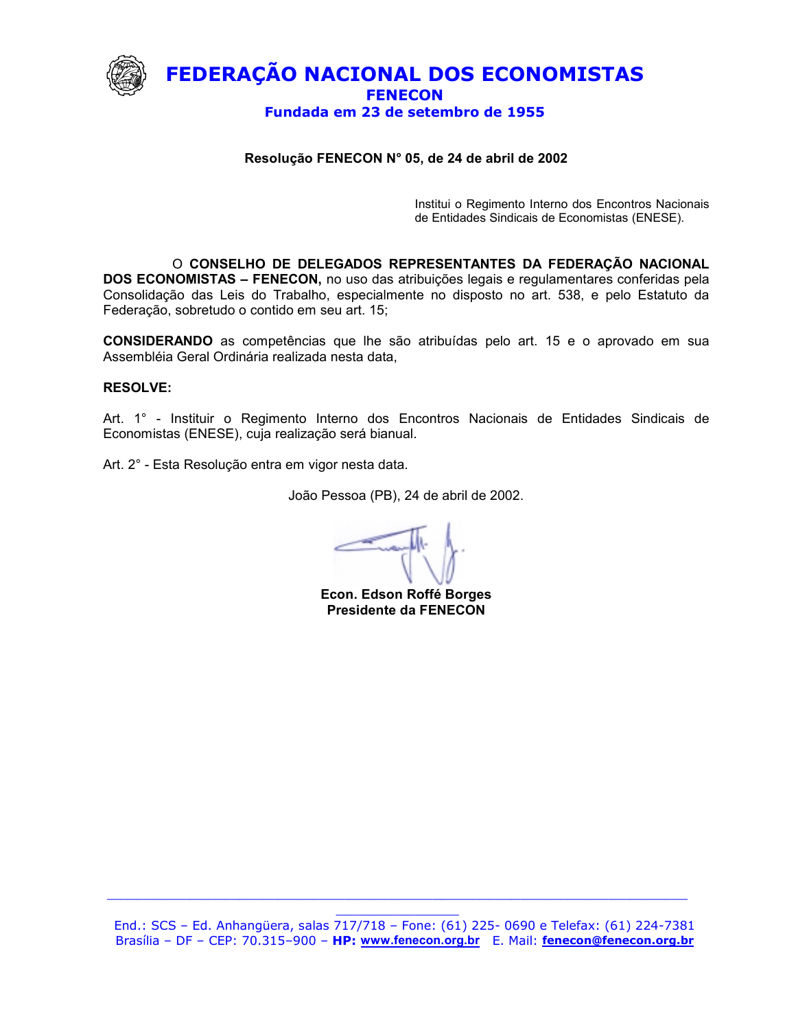# FEDERAÇÃO NACIONAL DOS ECONOMISTAS
## FENECON
### Fundada em 23 de setembro de 1955

**Resolução FENECON N° 05, de 24 de abril de 2002**

Institui o Regimento Interno dos Encontros Nacionais de Entidades Sindicais de Economistas (ENESE).

O **CONSELHO DE DELEGADOS REPRESENTANTES DA FEDERAÇÃO NACIONAL DOS ECONOMISTAS – FENECON,** no uso das atribuições legais e regulamentares conferidas pela Consolidação das Leis do Trabalho, especialmente no disposto no art. 538, e pelo Estatuto da Federação, sobretudo o contido em seu art. 15;

**CONSIDERANDO** as competências que lhe são atribuídas pelo art. 15 e o aprovado em sua Assembléia Geral Ordinária realizada nesta data,

**RESOLVE:**

Art. 1° - Instituir o Regimento Interno dos Encontros Nacionais de Entidades Sindicais de Economistas (ENESE), cuja realização será bianual.

Art. 2° - Esta Resolução entra em vigor nesta data.

João Pessoa (PB), 24 de abril de 2002.

**Econ. Edson Roffé Borges**
**Presidente da FENECON**

End.: SCS – Ed. Anhangüera, salas 717/718 – Fone: (61) 225- 0690 e Telefax: (61) 224-7381
Brasília – DF – CEP: 70.315–900 – **HP:** www.fenecon.org.br E. Mail: fenecon@fenecon.org.br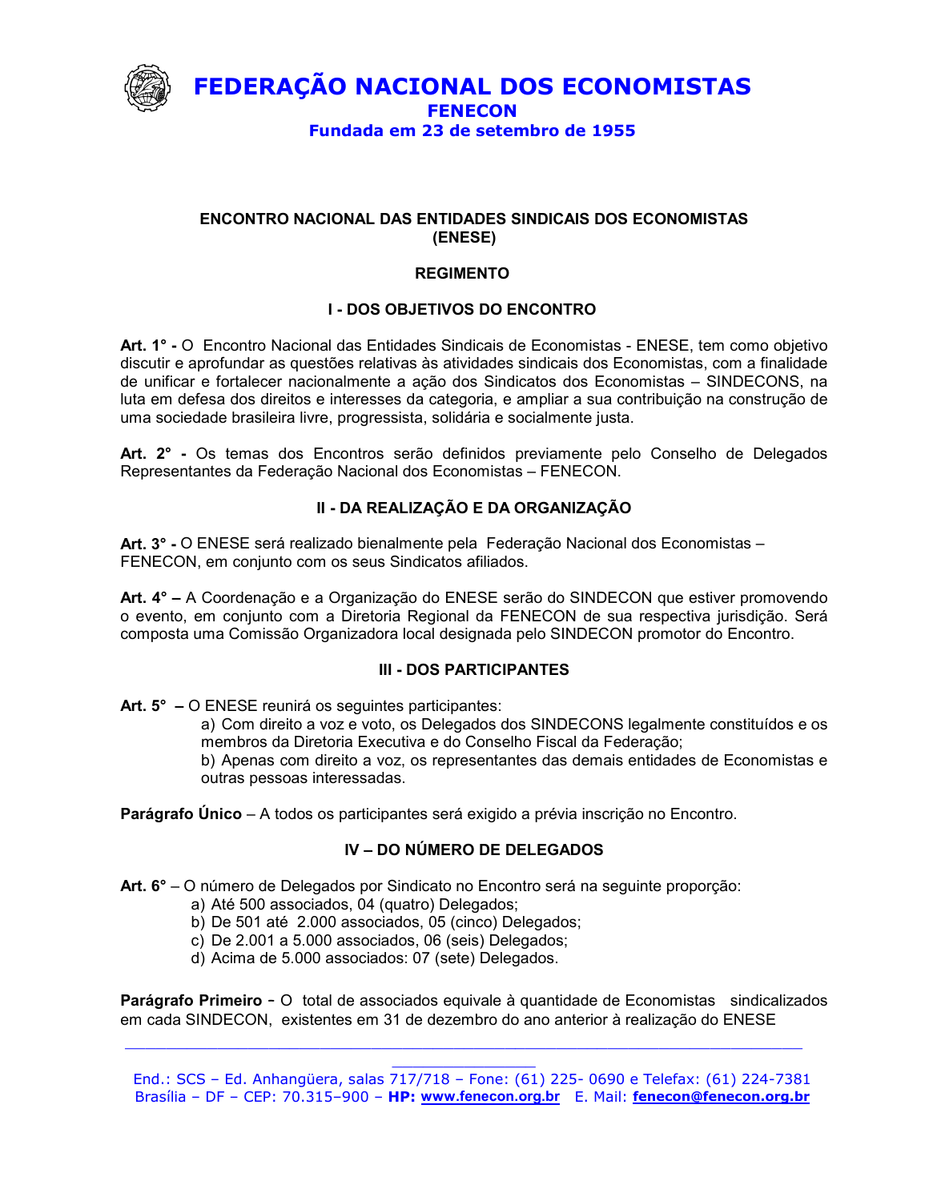# FEDERAÇÃO NACIONAL DOS ECONOMISTAS

**FENECON**

**Fundada em 23 de setembro de 1955**

## ENCONTRO NACIONAL DAS ENTIDADES SINDICAIS DOS ECONOMISTAS (ENESE)

## REGIMENTO

### I - DOS OBJETIVOS DO ENCONTRO

**Art. 1° -** O Encontro Nacional das Entidades Sindicais de Economistas - ENESE, tem como objetivo discutir e aprofundar as questões relativas às atividades sindicais dos Economistas, com a finalidade de unificar e fortalecer nacionalmente a ação dos Sindicatos dos Economistas – SINDECONS, na luta em defesa dos direitos e interesses da categoria, e ampliar a sua contribuição na construção de uma sociedade brasileira livre, progressista, solidária e socialmente justa.

**Art. 2° -** Os temas dos Encontros serão definidos previamente pelo Conselho de Delegados Representantes da Federação Nacional dos Economistas – FENECON.

### II - DA REALIZAÇÃO E DA ORGANIZAÇÃO

**Art. 3° -** O ENESE será realizado bienalmente pela Federação Nacional dos Economistas – FENECON, em conjunto com os seus Sindicatos afiliados.

**Art. 4° –** A Coordenação e a Organização do ENESE serão do SINDECON que estiver promovendo o evento, em conjunto com a Diretoria Regional da FENECON de sua respectiva jurisdição. Será composta uma Comissão Organizadora local designada pelo SINDECON promotor do Encontro.

### III - DOS PARTICIPANTES

**Art. 5° –** O ENESE reunirá os seguintes participantes:

a) Com direito a voz e voto, os Delegados dos SINDECONS legalmente constituídos e os membros da Diretoria Executiva e do Conselho Fiscal da Federação;

b) Apenas com direito a voz, os representantes das demais entidades de Economistas e outras pessoas interessadas.

**Parágrafo Único** – A todos os participantes será exigido a prévia inscrição no Encontro.

### IV – DO NÚMERO DE DELEGADOS

**Art. 6°** – O número de Delegados por Sindicato no Encontro será na seguinte proporção:

a) Até 500 associados, 04 (quatro) Delegados;

b) De 501 até 2.000 associados, 05 (cinco) Delegados;

c) De 2.001 a 5.000 associados, 06 (seis) Delegados;

d) Acima de 5.000 associados: 07 (sete) Delegados.

**Parágrafo Primeiro** - O total de associados equivale à quantidade de Economistas sindicalizados em cada SINDECON, existentes em 31 de dezembro do ano anterior à realização do ENESE

End.: SCS – Ed. Anhangüera, salas 717/718 – Fone: (61) 225- 0690 e Telefax: (61) 224-7381
Brasília – DF – CEP: 70.315–900 – **HP:** www.fenecon.org.br E. Mail: fenecon@fenecon.org.br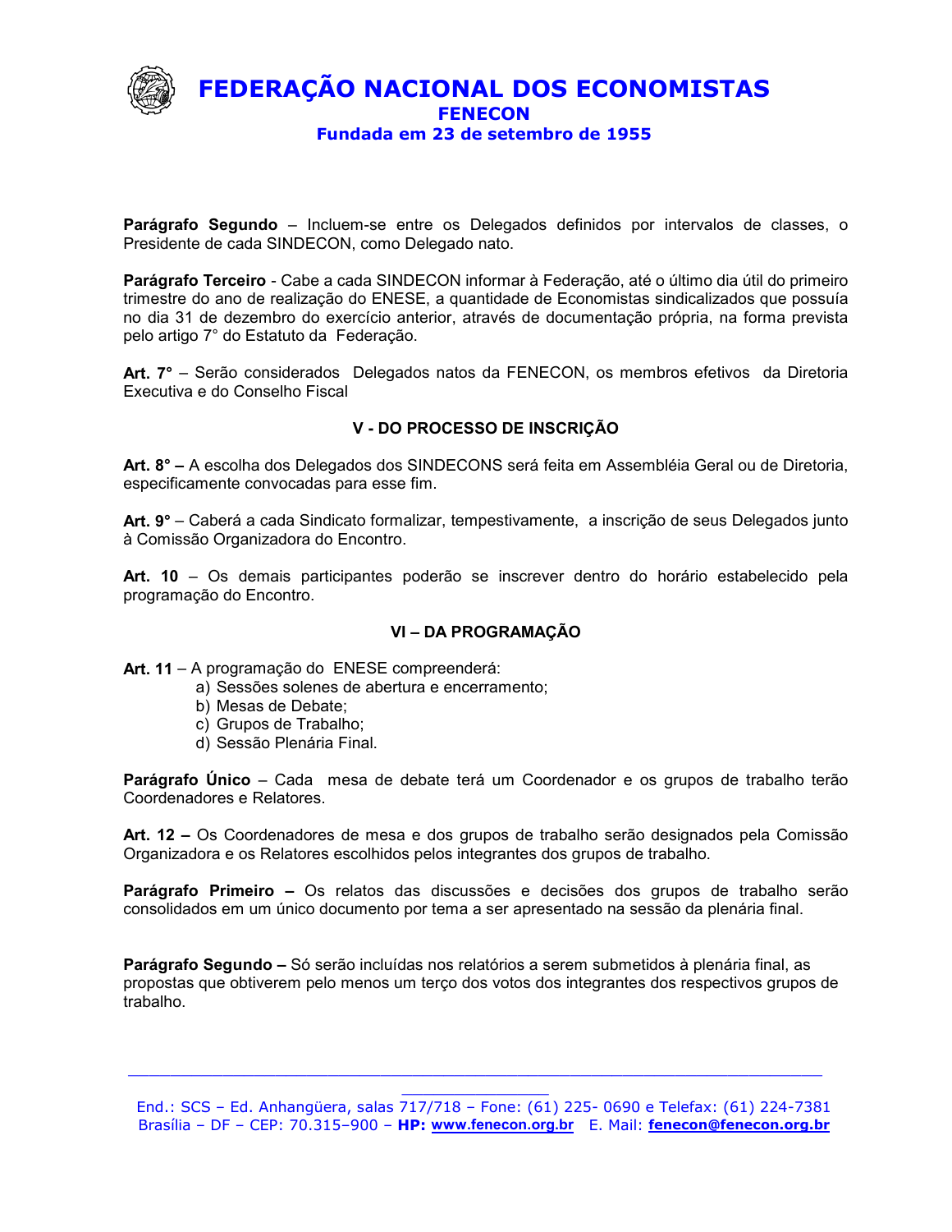**Parágrafo Segundo** – Incluem-se entre os Delegados definidos por intervalos de classes, o Presidente de cada SINDECON, como Delegado nato.

**Parágrafo Terceiro** - Cabe a cada SINDECON informar à Federação, até o último dia útil do primeiro trimestre do ano de realização do ENESE, a quantidade de Economistas sindicalizados que possuía no dia 31 de dezembro do exercício anterior, através de documentação própria, na forma prevista pelo artigo 7° do Estatuto da Federação.

**Art. 7°** – Serão considerados Delegados natos da FENECON, os membros efetivos da Diretoria Executiva e do Conselho Fiscal

## V - DO PROCESSO DE INSCRIÇÃO

**Art. 8° –** A escolha dos Delegados dos SINDECONS será feita em Assembléia Geral ou de Diretoria, especificamente convocadas para esse fim.

**Art. 9°** – Caberá a cada Sindicato formalizar, tempestivamente, a inscrição de seus Delegados junto à Comissão Organizadora do Encontro.

**Art. 10** – Os demais participantes poderão se inscrever dentro do horário estabelecido pela programação do Encontro.

## VI – DA PROGRAMAÇÃO

**Art. 11** – A programação do ENESE compreenderá:

a) Sessões solenes de abertura e encerramento;
b) Mesas de Debate;
c) Grupos de Trabalho;
d) Sessão Plenária Final.

**Parágrafo Único** – Cada mesa de debate terá um Coordenador e os grupos de trabalho terão Coordenadores e Relatores.

**Art. 12 –** Os Coordenadores de mesa e dos grupos de trabalho serão designados pela Comissão Organizadora e os Relatores escolhidos pelos integrantes dos grupos de trabalho.

**Parágrafo Primeiro –** Os relatos das discussões e decisões dos grupos de trabalho serão consolidados em um único documento por tema a ser apresentado na sessão da plenária final.

**Parágrafo Segundo –** Só serão incluídas nos relatórios a serem submetidos à plenária final, as propostas que obtiverem pelo menos um terço dos votos dos integrantes dos respectivos grupos de trabalho.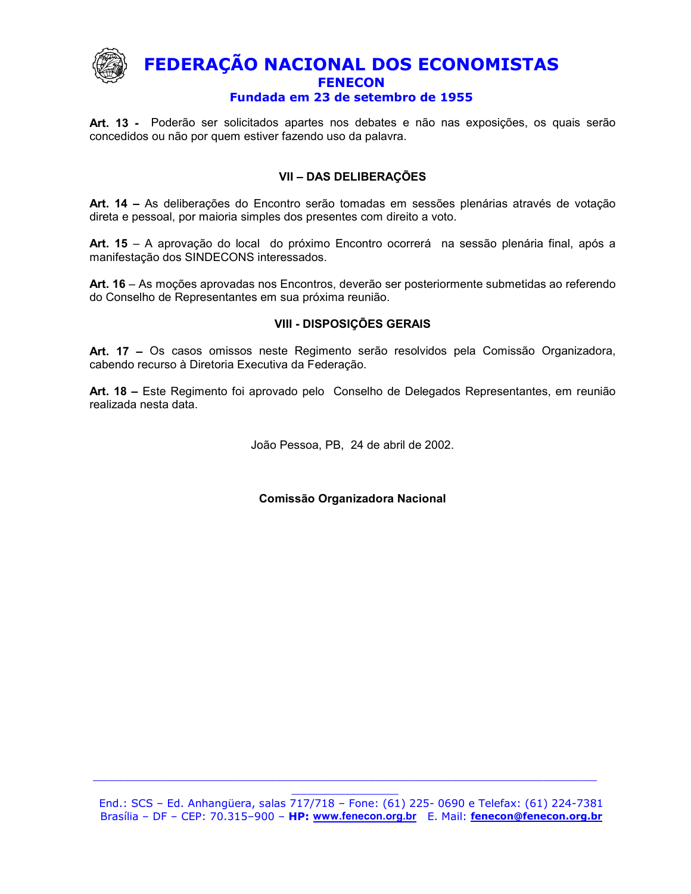**Art. 13 -** Poderão ser solicitados apartes nos debates e não nas exposições, os quais serão concedidos ou não por quem estiver fazendo uso da palavra.

### VII – DAS DELIBERAÇÕES

**Art. 14 –** As deliberações do Encontro serão tomadas em sessões plenárias através de votação direta e pessoal, por maioria simples dos presentes com direito a voto.

**Art. 15** – A aprovação do local do próximo Encontro ocorrerá na sessão plenária final, após a manifestação dos SINDECONS interessados.

**Art. 16** – As moções aprovadas nos Encontros, deverão ser posteriormente submetidas ao referendo do Conselho de Representantes em sua próxima reunião.

### VIII - DISPOSIÇÕES GERAIS

**Art. 17 –** Os casos omissos neste Regimento serão resolvidos pela Comissão Organizadora, cabendo recurso à Diretoria Executiva da Federação.

**Art. 18 –** Este Regimento foi aprovado pelo Conselho de Delegados Representantes, em reunião realizada nesta data.

João Pessoa, PB, 24 de abril de 2002.

**Comissão Organizadora Nacional**